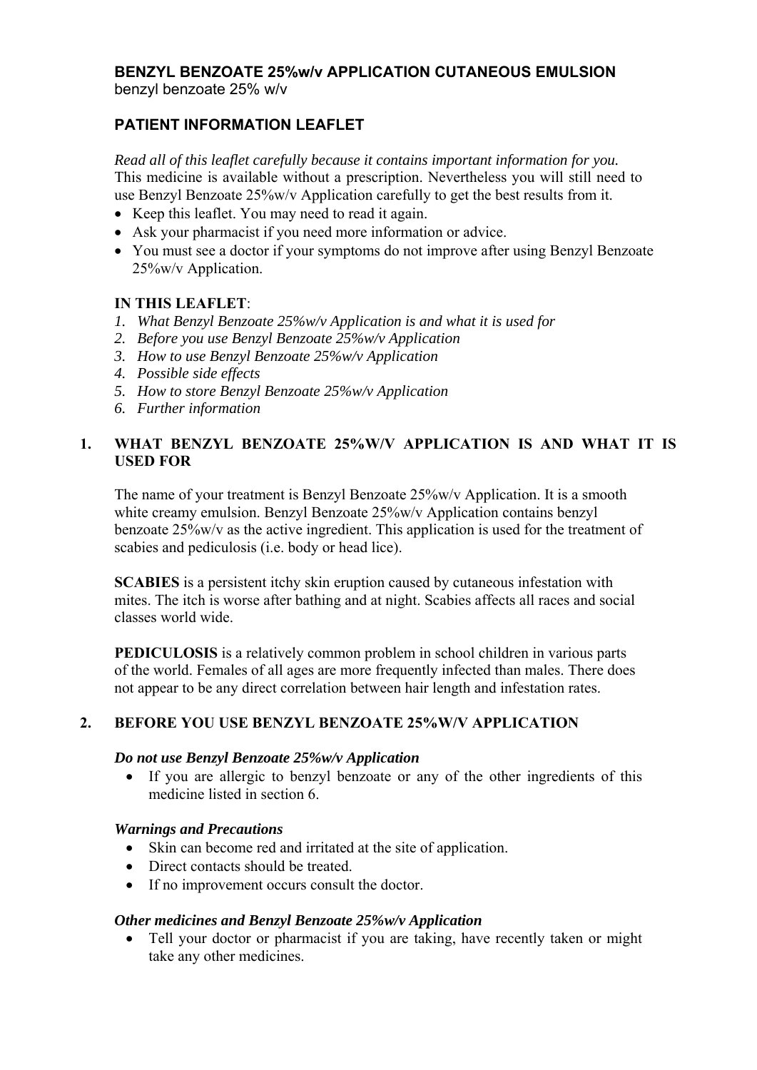**BENZYL BENZOATE 25%w/v APPLICATION CUTANEOUS EMULSION**
benzyl benzoate 25% w/v

## PATIENT INFORMATION LEAFLET

*Read all of this leaflet carefully because it contains important information for you.*
This medicine is available without a prescription. Nevertheless you will still need to use Benzyl Benzoate 25%w/v Application carefully to get the best results from it.

- Keep this leaflet. You may need to read it again.
- Ask your pharmacist if you need more information or advice.
- You must see a doctor if your symptoms do not improve after using Benzyl Benzoate 25%w/v Application.

**IN THIS LEAFLET**:

1. *What Benzyl Benzoate 25%w/v Application is and what it is used for*
2. *Before you use Benzyl Benzoate 25%w/v Application*
3. *How to use Benzyl Benzoate 25%w/v Application*
4. *Possible side effects*
5. *How to store Benzyl Benzoate 25%w/v Application*
6. *Further information*

## 1. WHAT BENZYL BENZOATE 25%W/V APPLICATION IS AND WHAT IT IS USED FOR

The name of your treatment is Benzyl Benzoate 25%w/v Application. It is a smooth white creamy emulsion. Benzyl Benzoate 25%w/v Application contains benzyl benzoate 25%w/v as the active ingredient. This application is used for the treatment of scabies and pediculosis (i.e. body or head lice).

**SCABIES** is a persistent itchy skin eruption caused by cutaneous infestation with mites. The itch is worse after bathing and at night. Scabies affects all races and social classes world wide.

**PEDICULOSIS** is a relatively common problem in school children in various parts of the world. Females of all ages are more frequently infected than males. There does not appear to be any direct correlation between hair length and infestation rates.

## 2. BEFORE YOU USE BENZYL BENZOATE 25%W/V APPLICATION

***Do not use Benzyl Benzoate 25%w/v Application***

- If you are allergic to benzyl benzoate or any of the other ingredients of this medicine listed in section 6.

***Warnings and Precautions***

- Skin can become red and irritated at the site of application.
- Direct contacts should be treated.
- If no improvement occurs consult the doctor.

***Other medicines and Benzyl Benzoate 25%w/v Application***

- Tell your doctor or pharmacist if you are taking, have recently taken or might take any other medicines.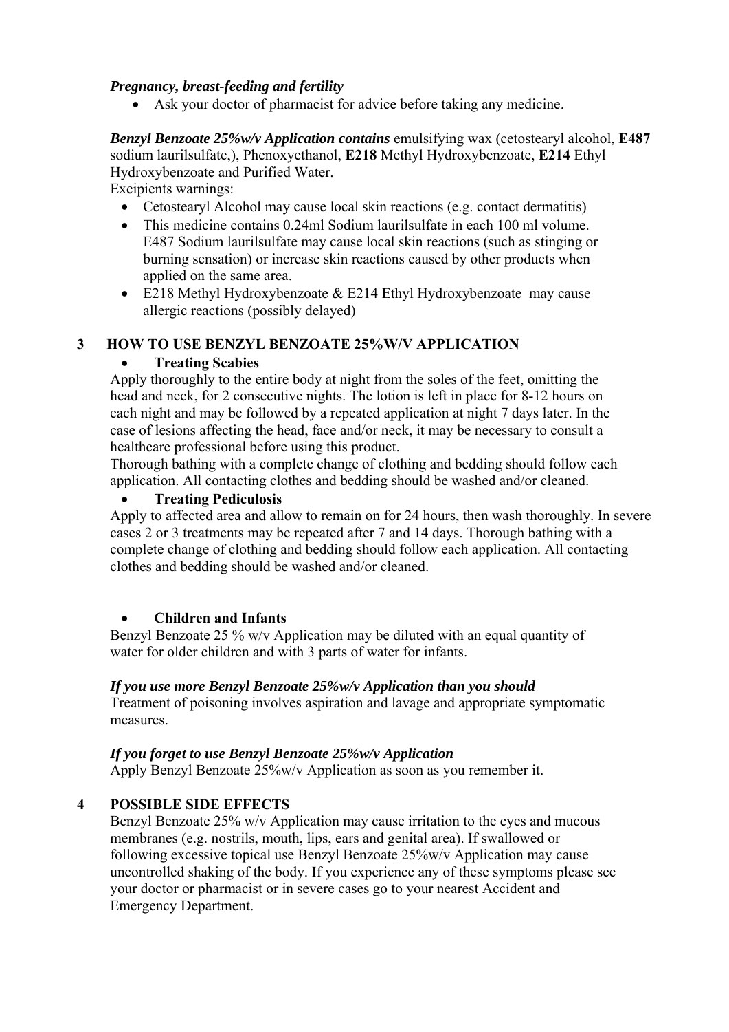***Pregnancy, breast-feeding and fertility***

- Ask your doctor of pharmacist for advice before taking any medicine.

***Benzyl Benzoate 25%w/v Application contains*** emulsifying wax (cetostearyl alcohol, **E487** sodium laurilsulfate,), Phenoxyethanol, **E218** Methyl Hydroxybenzoate, **E214** Ethyl Hydroxybenzoate and Purified Water.

Excipients warnings:

- Cetostearyl Alcohol may cause local skin reactions (e.g. contact dermatitis)
- This medicine contains 0.24ml Sodium laurilsulfate in each 100 ml volume. E487 Sodium laurilsulfate may cause local skin reactions (such as stinging or burning sensation) or increase skin reactions caused by other products when applied on the same area.
- E218 Methyl Hydroxybenzoate & E214 Ethyl Hydroxybenzoate may cause allergic reactions (possibly delayed)

## 3 HOW TO USE BENZYL BENZOATE 25%W/V APPLICATION

- **Treating Scabies**

Apply thoroughly to the entire body at night from the soles of the feet, omitting the head and neck, for 2 consecutive nights. The lotion is left in place for 8-12 hours on each night and may be followed by a repeated application at night 7 days later. In the case of lesions affecting the head, face and/or neck, it may be necessary to consult a healthcare professional before using this product.

Thorough bathing with a complete change of clothing and bedding should follow each application. All contacting clothes and bedding should be washed and/or cleaned.

- **Treating Pediculosis**

Apply to affected area and allow to remain on for 24 hours, then wash thoroughly. In severe cases 2 or 3 treatments may be repeated after 7 and 14 days. Thorough bathing with a complete change of clothing and bedding should follow each application. All contacting clothes and bedding should be washed and/or cleaned.

- **Children and Infants**

Benzyl Benzoate 25 % w/v Application may be diluted with an equal quantity of water for older children and with 3 parts of water for infants.

***If you use more Benzyl Benzoate 25%w/v Application than you should***

Treatment of poisoning involves aspiration and lavage and appropriate symptomatic measures.

***If you forget to use Benzyl Benzoate 25%w/v Application***

Apply Benzyl Benzoate 25%w/v Application as soon as you remember it.

## 4 POSSIBLE SIDE EFFECTS

Benzyl Benzoate 25% w/v Application may cause irritation to the eyes and mucous membranes (e.g. nostrils, mouth, lips, ears and genital area). If swallowed or following excessive topical use Benzyl Benzoate 25%w/v Application may cause uncontrolled shaking of the body. If you experience any of these symptoms please see your doctor or pharmacist or in severe cases go to your nearest Accident and Emergency Department.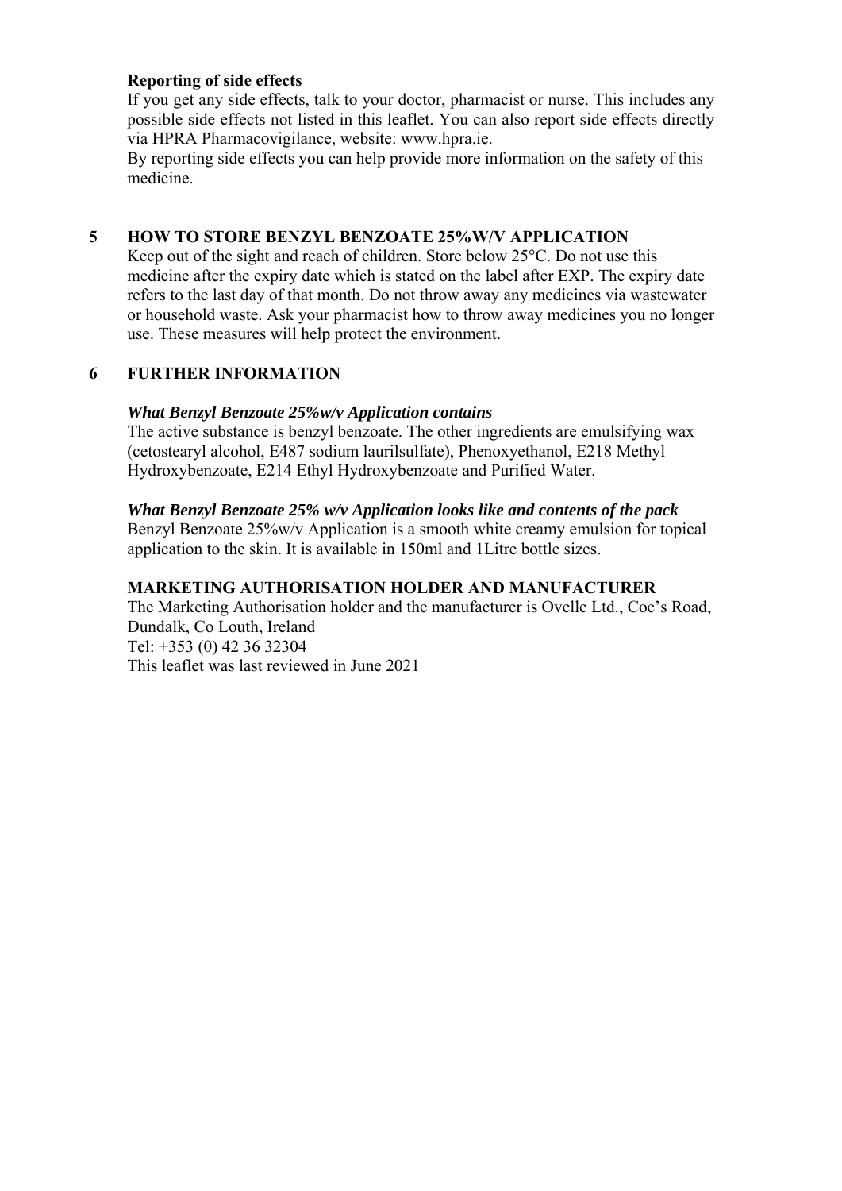**Reporting of side effects**

If you get any side effects, talk to your doctor, pharmacist or nurse. This includes any possible side effects not listed in this leaflet. You can also report side effects directly via HPRA Pharmacovigilance, website: www.hpra.ie.

By reporting side effects you can help provide more information on the safety of this medicine.

## 5 HOW TO STORE BENZYL BENZOATE 25%W/V APPLICATION

Keep out of the sight and reach of children. Store below 25°C. Do not use this medicine after the expiry date which is stated on the label after EXP. The expiry date refers to the last day of that month. Do not throw away any medicines via wastewater or household waste. Ask your pharmacist how to throw away medicines you no longer use. These measures will help protect the environment.

## 6 FURTHER INFORMATION

***What Benzyl Benzoate 25%w/v Application contains***

The active substance is benzyl benzoate. The other ingredients are emulsifying wax (cetostearyl alcohol, E487 sodium laurilsulfate), Phenoxyethanol, E218 Methyl Hydroxybenzoate, E214 Ethyl Hydroxybenzoate and Purified Water.

***What Benzyl Benzoate 25% w/v Application looks like and contents of the pack***

Benzyl Benzoate 25%w/v Application is a smooth white creamy emulsion for topical application to the skin. It is available in 150ml and 1Litre bottle sizes.

**MARKETING AUTHORISATION HOLDER AND MANUFACTURER**

The Marketing Authorisation holder and the manufacturer is Ovelle Ltd., Coe's Road, Dundalk, Co Louth, Ireland
Tel: +353 (0) 42 36 32304
This leaflet was last reviewed in June 2021